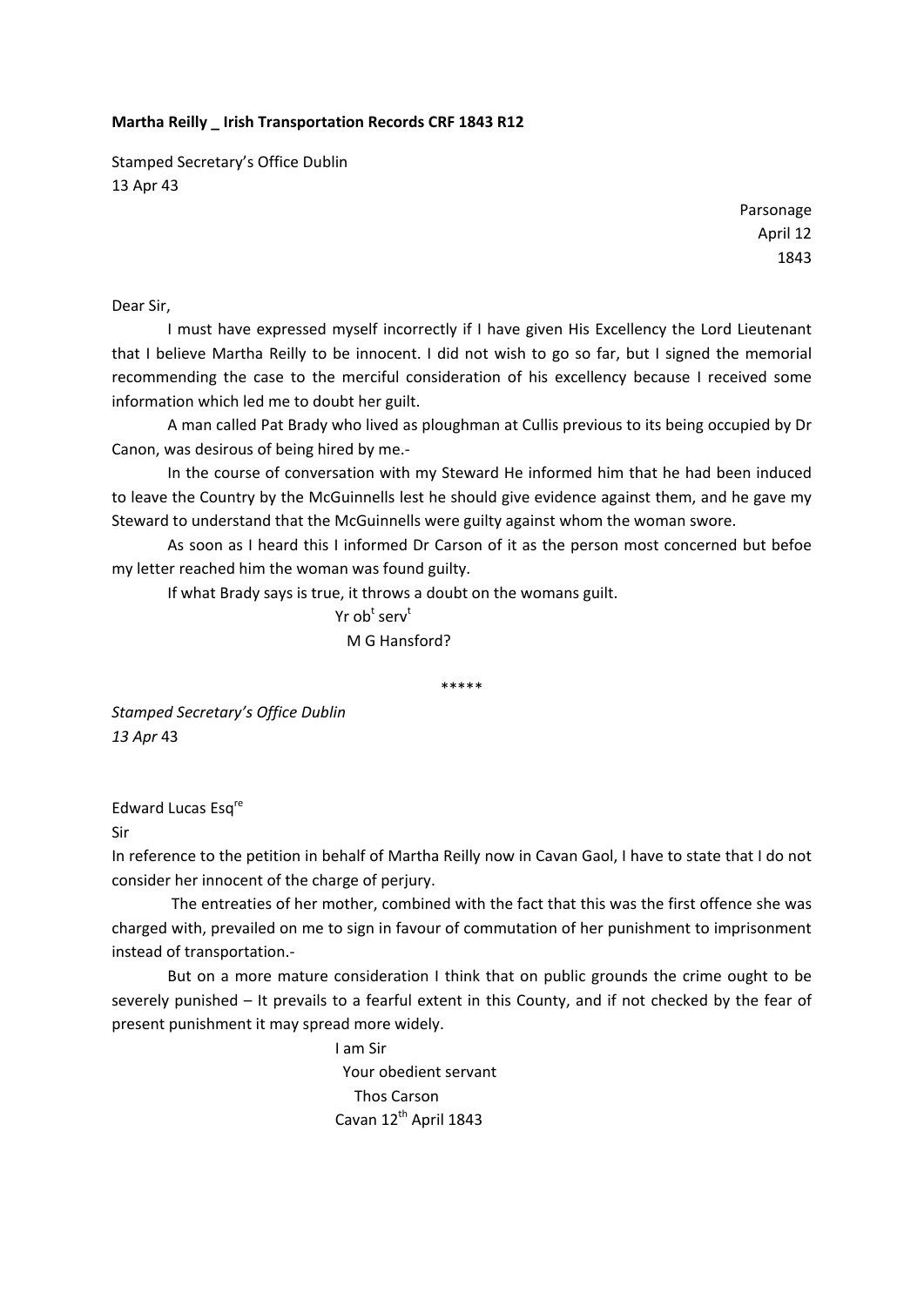**Martha Reilly _ Irish Transportation Records CRF 1843 R12**

Stamped Secretary's Office Dublin
13 Apr 43

Parsonage
April 12
1843

Dear Sir,

I must have expressed myself incorrectly if I have given His Excellency the Lord Lieutenant that I believe Martha Reilly to be innocent. I did not wish to go so far, but I signed the memorial recommending the case to the merciful consideration of his excellency because I received some information which led me to doubt her guilt.

A man called Pat Brady who lived as ploughman at Cullis previous to its being occupied by Dr Canon, was desirous of being hired by me.-

In the course of conversation with my Steward He informed him that he had been induced to leave the Country by the McGuinnells lest he should give evidence against them, and he gave my Steward to understand that the McGuinnells were guilty against whom the woman swore.

As soon as I heard this I informed Dr Carson of it as the person most concerned but befoe my letter reached him the woman was found guilty.

If what Brady says is true, it throws a doubt on the womans guilt.

Yr ob[t] serv[t]
M G Hansford?

\*\*\*\*\*

*Stamped Secretary's Office Dublin*
*13 Apr* 43

Edward Lucas Esq[re]
Sir

In reference to the petition in behalf of Martha Reilly now in Cavan Gaol, I have to state that I do not consider her innocent of the charge of perjury.

The entreaties of her mother, combined with the fact that this was the first offence she was charged with, prevailed on me to sign in favour of commutation of her punishment to imprisonment instead of transportation.-

But on a more mature consideration I think that on public grounds the crime ought to be severely punished – It prevails to a fearful extent in this County, and if not checked by the fear of present punishment it may spread more widely.

I am Sir
Your obedient servant
Thos Carson
Cavan 12[th] April 1843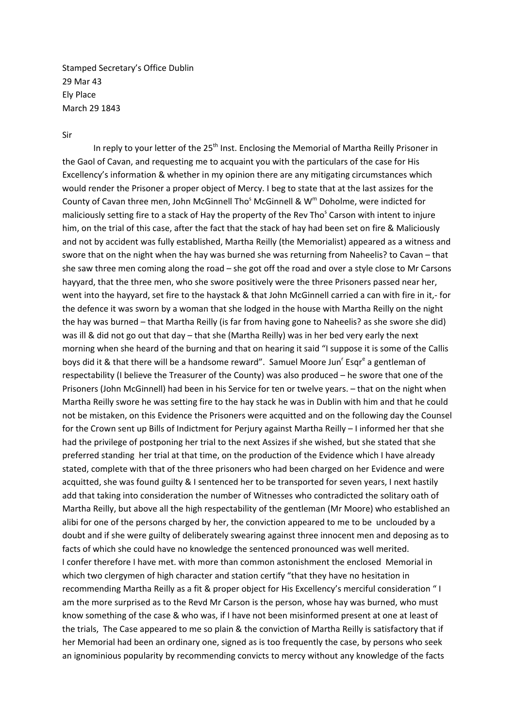Stamped Secretary's Office Dublin
29 Mar 43
Ely Place
March 29 1843

Sir

In reply to your letter of the 25th Inst. Enclosing the Memorial of Martha Reilly Prisoner in the Gaol of Cavan, and requesting me to acquaint you with the particulars of the case for His Excellency's information & whether in my opinion there are any mitigating circumstances which would render the Prisoner a proper object of Mercy. I beg to state that at the last assizes for the County of Cavan three men, John McGinnell Thos McGinnell & Wm Doholme, were indicted for maliciously setting fire to a stack of Hay the property of the Rev Thos Carson with intent to injure him, on the trial of this case, after the fact that the stack of hay had been set on fire & Maliciously and not by accident was fully established, Martha Reilly (the Memorialist) appeared as a witness and swore that on the night when the hay was burned she was returning from Naheelis? to Cavan – that she saw three men coming along the road – she got off the road and over a style close to Mr Carsons hayyard, that the three men, who she swore positively were the three Prisoners passed near her, went into the hayyard, set fire to the haystack & that John McGinnell carried a can with fire in it,- for the defence it was sworn by a woman that she lodged in the house with Martha Reilly on the night the hay was burned – that Martha Reilly (is far from having gone to Naheelis? as she swore she did) was ill & did not go out that day – that she (Martha Reilly) was in her bed very early the next morning when she heard of the burning and that on hearing it said "I suppose it is some of the Callis boys did it & that there will be a handsome reward". Samuel Moore Junr Esqre a gentleman of respectability (I believe the Treasurer of the County) was also produced – he swore that one of the Prisoners (John McGinnell) had been in his Service for ten or twelve years. – that on the night when Martha Reilly swore he was setting fire to the hay stack he was in Dublin with him and that he could not be mistaken, on this Evidence the Prisoners were acquitted and on the following day the Counsel for the Crown sent up Bills of Indictment for Perjury against Martha Reilly – I informed her that she had the privilege of postponing her trial to the next Assizes if she wished, but she stated that she preferred standing her trial at that time, on the production of the Evidence which I have already stated, complete with that of the three prisoners who had been charged on her Evidence and were acquitted, she was found guilty & I sentenced her to be transported for seven years, I next hastily add that taking into consideration the number of Witnesses who contradicted the solitary oath of Martha Reilly, but above all the high respectability of the gentleman (Mr Moore) who established an alibi for one of the persons charged by her, the conviction appeared to me to be unclouded by a doubt and if she were guilty of deliberately swearing against three innocent men and deposing as to facts of which she could have no knowledge the sentenced pronounced was well merited.

I confer therefore I have met. with more than common astonishment the enclosed Memorial in which two clergymen of high character and station certify "that they have no hesitation in recommending Martha Reilly as a fit & proper object for His Excellency's merciful consideration " I am the more surprised as to the Revd Mr Carson is the person, whose hay was burned, who must know something of the case & who was, if I have not been misinformed present at one at least of the trials, The Case appeared to me so plain & the conviction of Martha Reilly is satisfactory that if her Memorial had been an ordinary one, signed as is too frequently the case, by persons who seek an ignominious popularity by recommending convicts to mercy without any knowledge of the facts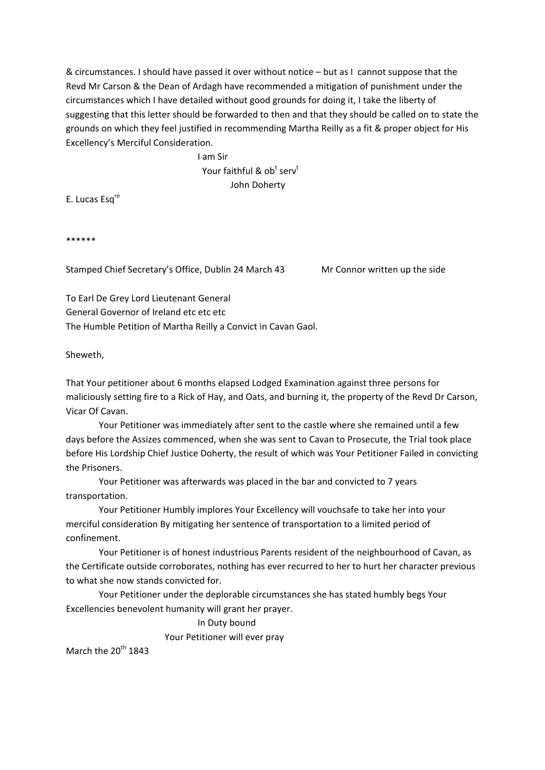& circumstances. I should have passed it over without notice – but as I cannot suppose that the Revd Mr Carson & the Dean of Ardagh have recommended a mitigation of punishment under the circumstances which I have detailed without good grounds for doing it, I take the liberty of suggesting that this letter should be forwarded to then and that they should be called on to state the grounds on which they feel justified in recommending Martha Reilly as a fit & proper object for His Excellency's Merciful Consideration.

I am Sir
Your faithful & ob[t] serv[t]
John Doherty

E. Lucas Esq[re]

******

Stamped Chief Secretary's Office, Dublin 24 March 43 Mr Connor written up the side

To Earl De Grey Lord Lieutenant General
General Governor of Ireland etc etc etc
The Humble Petition of Martha Reilly a Convict in Cavan Gaol.

Sheweth,

That Your petitioner about 6 months elapsed Lodged Examination against three persons for maliciously setting fire to a Rick of Hay, and Oats, and burning it, the property of the Revd Dr Carson, Vicar Of Cavan.

Your Petitioner was immediately after sent to the castle where she remained until a few days before the Assizes commenced, when she was sent to Cavan to Prosecute, the Trial took place before His Lordship Chief Justice Doherty, the result of which was Your Petitioner Failed in convicting the Prisoners.

Your Petitioner was afterwards was placed in the bar and convicted to 7 years transportation.

Your Petitioner Humbly implores Your Excellency will vouchsafe to take her into your merciful consideration By mitigating her sentence of transportation to a limited period of confinement.

Your Petitioner is of honest industrious Parents resident of the neighbourhood of Cavan, as the Certificate outside corroborates, nothing has ever recurred to her to hurt her character previous to what she now stands convicted for.

Your Petitioner under the deplorable circumstances she has stated humbly begs Your Excellencies benevolent humanity will grant her prayer.

In Duty bound
Your Petitioner will ever pray

March the 20[th] 1843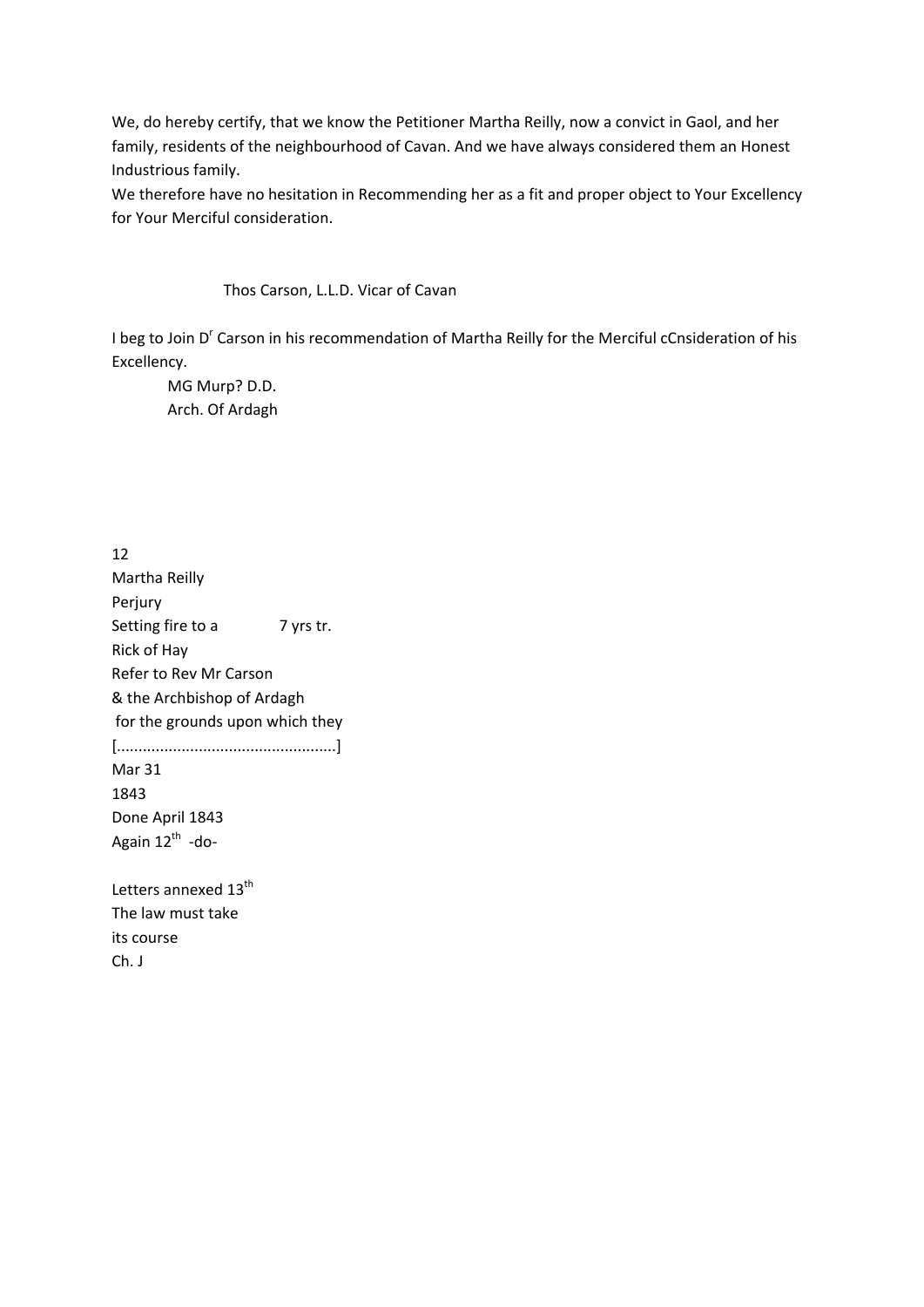We, do hereby certify, that we know the Petitioner Martha Reilly, now a convict in Gaol, and her family, residents of the neighbourhood of Cavan. And we have always considered them an Honest Industrious family.
We therefore have no hesitation in Recommending her as a fit and proper object to Your Excellency for Your Merciful consideration.

Thos Carson, L.L.D. Vicar of Cavan

I beg to Join D[r] Carson in his recommendation of Martha Reilly for the Merciful cCnsideration of his Excellency.

MG Murp? D.D.
Arch. Of Ardagh

12
Martha Reilly
Perjury
Setting fire to a Rick of Hay    7 yrs tr.
Refer to Rev Mr Carson
& the Archbishop of Ardagh
for the grounds upon which they
[..................................................]
Mar 31
1843
Done April 1843
Again 12[th] -do-

Letters annexed 13[th]
The law must take
its course
Ch. J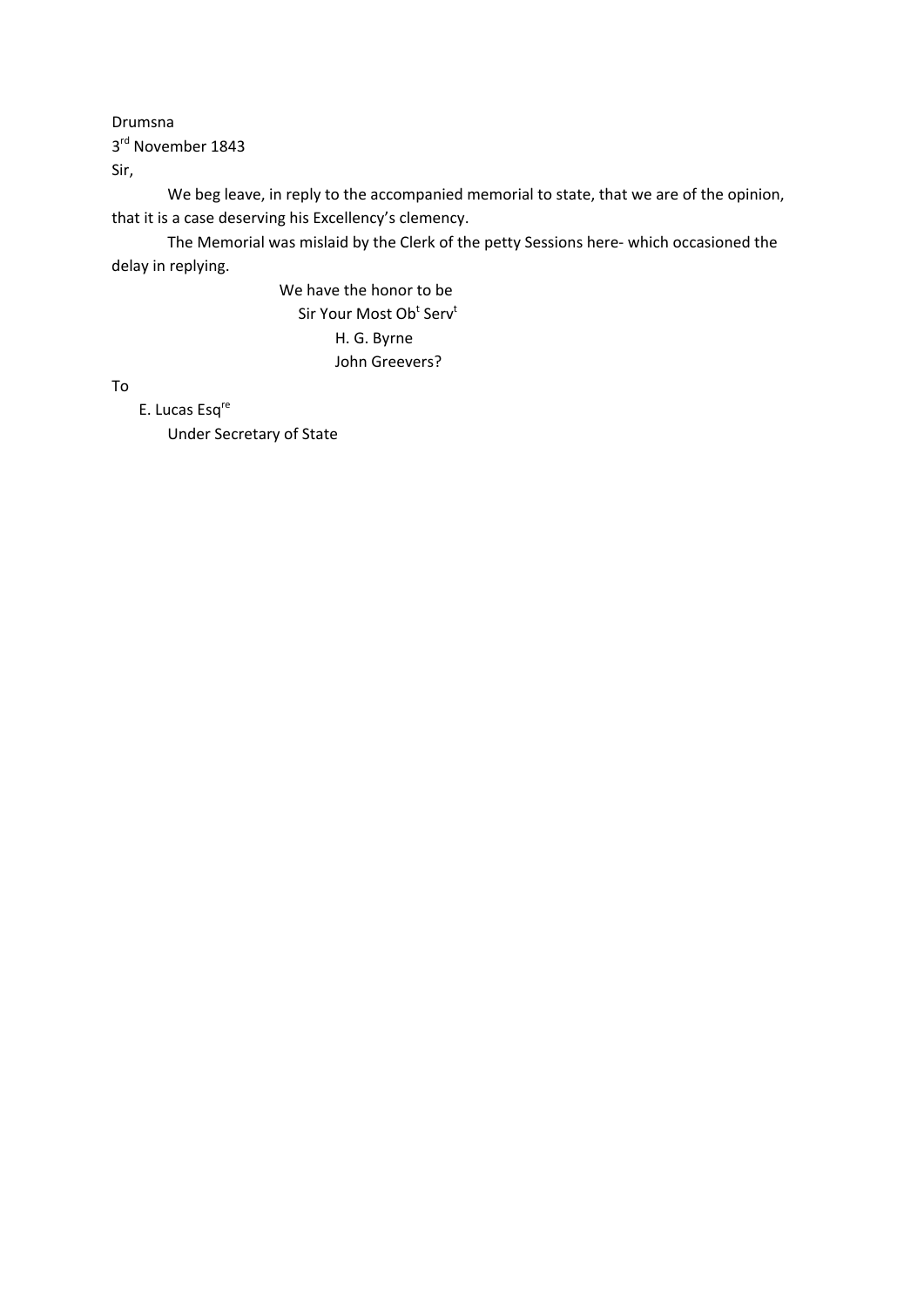Drumsna

3rd November 1843

Sir,

We beg leave, in reply to the accompanied memorial to state, that we are of the opinion, that it is a case deserving his Excellency's clemency.

The Memorial was mislaid by the Clerk of the petty Sessions here- which occasioned the delay in replying.

We have the honor to be
Sir Your Most Obt Servt
H. G. Byrne
John Greevers?

To
E. Lucas Esqre
Under Secretary of State